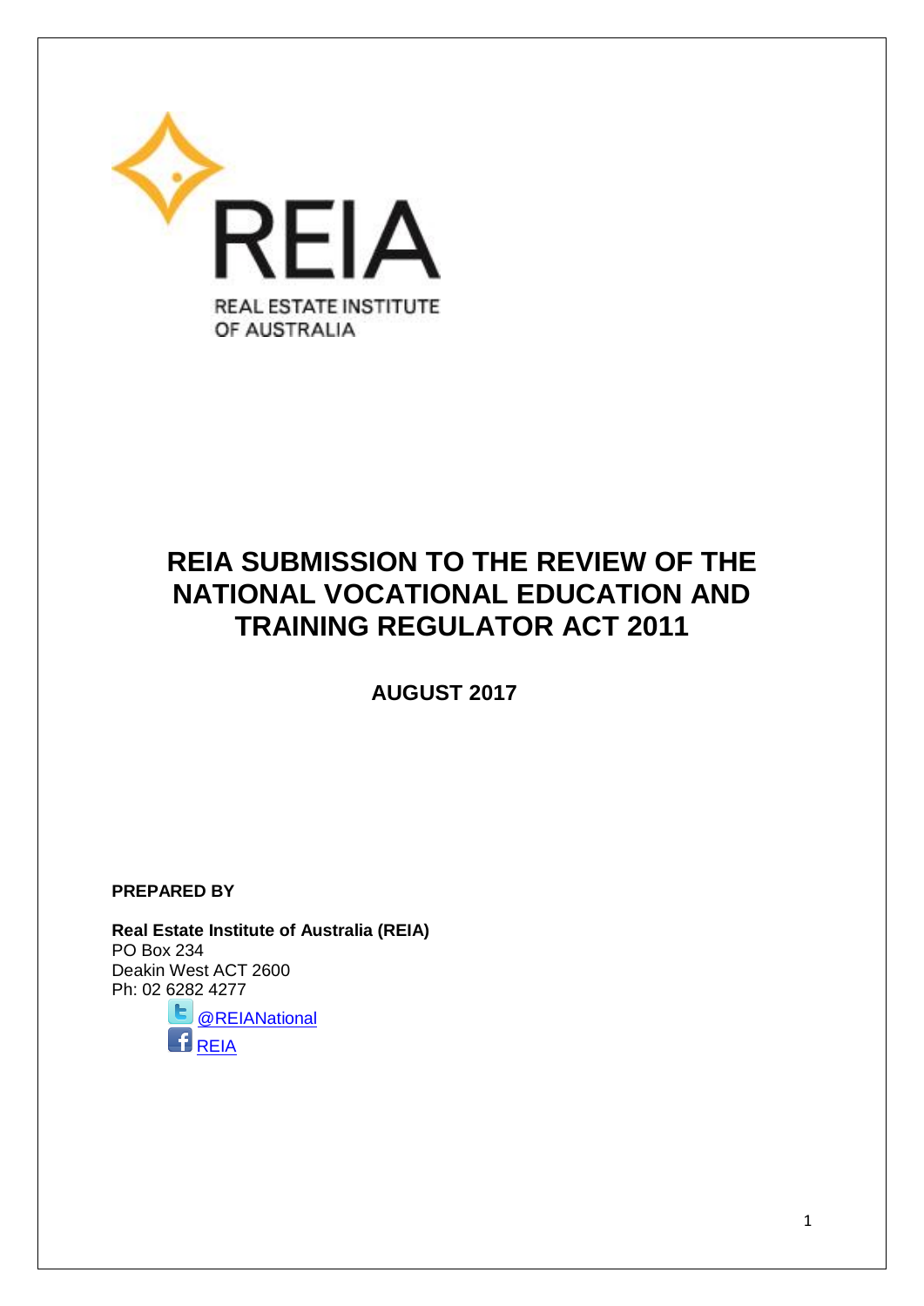REIA

REAL ESTATE INSTITUTE OF AUSTRALIA

# REIA SUBMISSION TO THE REVIEW OF THE NATIONAL VOCATIONAL EDUCATION AND TRAINING REGULATOR ACT 2011

**AUGUST 2017**

**PREPARED BY**

**Real Estate Institute of Australia (REIA)**
PO Box 234
Deakin West ACT 2600
Ph: 02 6282 4277

@REIANational

REIA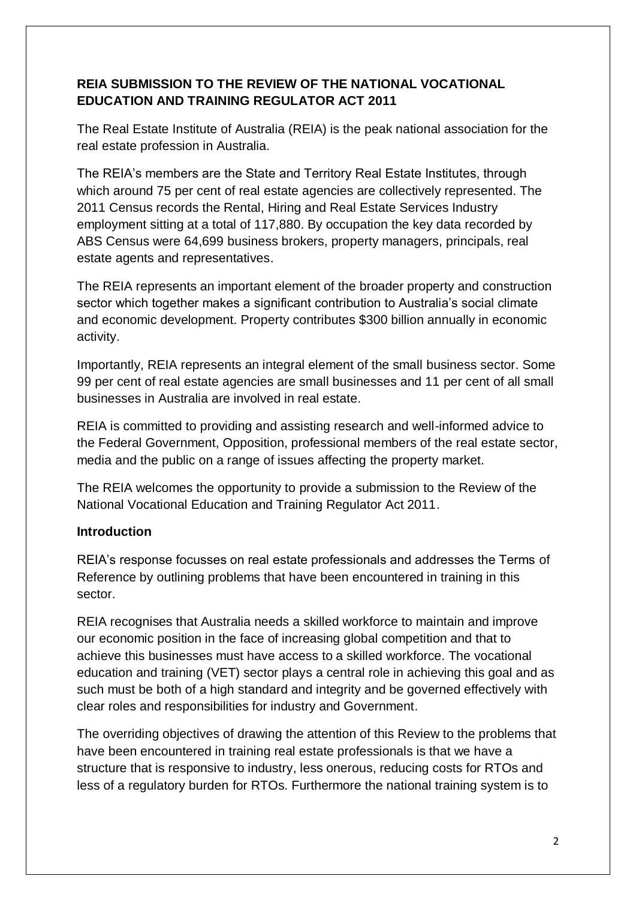**REIA SUBMISSION TO THE REVIEW OF THE NATIONAL VOCATIONAL EDUCATION AND TRAINING REGULATOR ACT 2011**

The Real Estate Institute of Australia (REIA) is the peak national association for the real estate profession in Australia.

The REIA's members are the State and Territory Real Estate Institutes, through which around 75 per cent of real estate agencies are collectively represented. The 2011 Census records the Rental, Hiring and Real Estate Services Industry employment sitting at a total of 117,880. By occupation the key data recorded by ABS Census were 64,699 business brokers, property managers, principals, real estate agents and representatives.

The REIA represents an important element of the broader property and construction sector which together makes a significant contribution to Australia's social climate and economic development. Property contributes \$300 billion annually in economic activity.

Importantly, REIA represents an integral element of the small business sector. Some 99 per cent of real estate agencies are small businesses and 11 per cent of all small businesses in Australia are involved in real estate.

REIA is committed to providing and assisting research and well-informed advice to the Federal Government, Opposition, professional members of the real estate sector, media and the public on a range of issues affecting the property market.

The REIA welcomes the opportunity to provide a submission to the Review of the National Vocational Education and Training Regulator Act 2011.

**Introduction**

REIA's response focusses on real estate professionals and addresses the Terms of Reference by outlining problems that have been encountered in training in this sector.

REIA recognises that Australia needs a skilled workforce to maintain and improve our economic position in the face of increasing global competition and that to achieve this businesses must have access to a skilled workforce. The vocational education and training (VET) sector plays a central role in achieving this goal and as such must be both of a high standard and integrity and be governed effectively with clear roles and responsibilities for industry and Government.

The overriding objectives of drawing the attention of this Review to the problems that have been encountered in training real estate professionals is that we have a structure that is responsive to industry, less onerous, reducing costs for RTOs and less of a regulatory burden for RTOs. Furthermore the national training system is to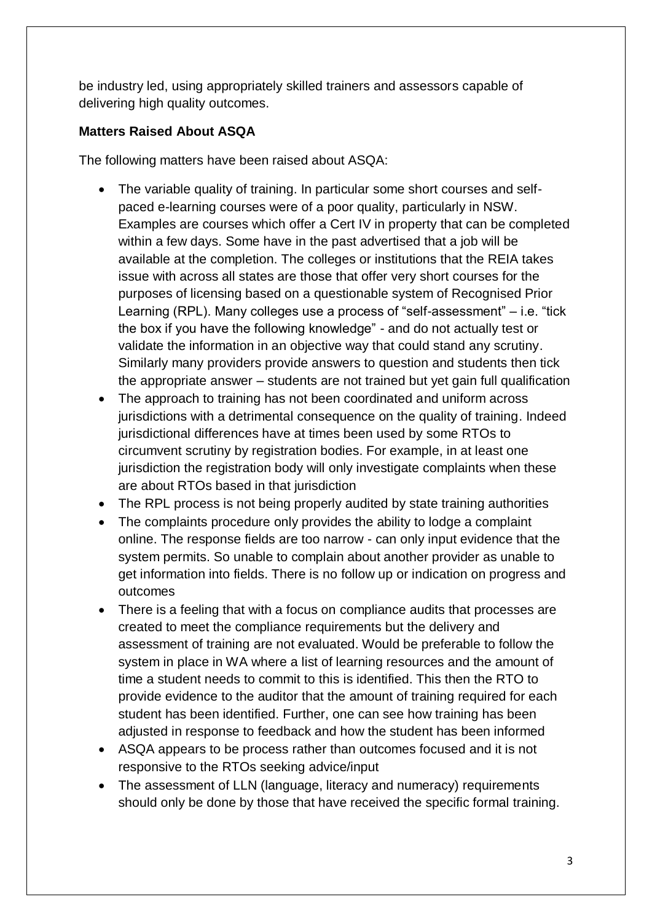be industry led, using appropriately skilled trainers and assessors capable of delivering high quality outcomes.

**Matters Raised About ASQA**

The following matters have been raised about ASQA:

- The variable quality of training. In particular some short courses and self-paced e-learning courses were of a poor quality, particularly in NSW. Examples are courses which offer a Cert IV in property that can be completed within a few days. Some have in the past advertised that a job will be available at the completion. The colleges or institutions that the REIA takes issue with across all states are those that offer very short courses for the purposes of licensing based on a questionable system of Recognised Prior Learning (RPL). Many colleges use a process of "self-assessment" – i.e. "tick the box if you have the following knowledge" - and do not actually test or validate the information in an objective way that could stand any scrutiny. Similarly many providers provide answers to question and students then tick the appropriate answer – students are not trained but yet gain full qualification
- The approach to training has not been coordinated and uniform across jurisdictions with a detrimental consequence on the quality of training. Indeed jurisdictional differences have at times been used by some RTOs to circumvent scrutiny by registration bodies. For example, in at least one jurisdiction the registration body will only investigate complaints when these are about RTOs based in that jurisdiction
- The RPL process is not being properly audited by state training authorities
- The complaints procedure only provides the ability to lodge a complaint online. The response fields are too narrow - can only input evidence that the system permits. So unable to complain about another provider as unable to get information into fields. There is no follow up or indication on progress and outcomes
- There is a feeling that with a focus on compliance audits that processes are created to meet the compliance requirements but the delivery and assessment of training are not evaluated. Would be preferable to follow the system in place in WA where a list of learning resources and the amount of time a student needs to commit to this is identified. This then the RTO to provide evidence to the auditor that the amount of training required for each student has been identified. Further, one can see how training has been adjusted in response to feedback and how the student has been informed
- ASQA appears to be process rather than outcomes focused and it is not responsive to the RTOs seeking advice/input
- The assessment of LLN (language, literacy and numeracy) requirements should only be done by those that have received the specific formal training.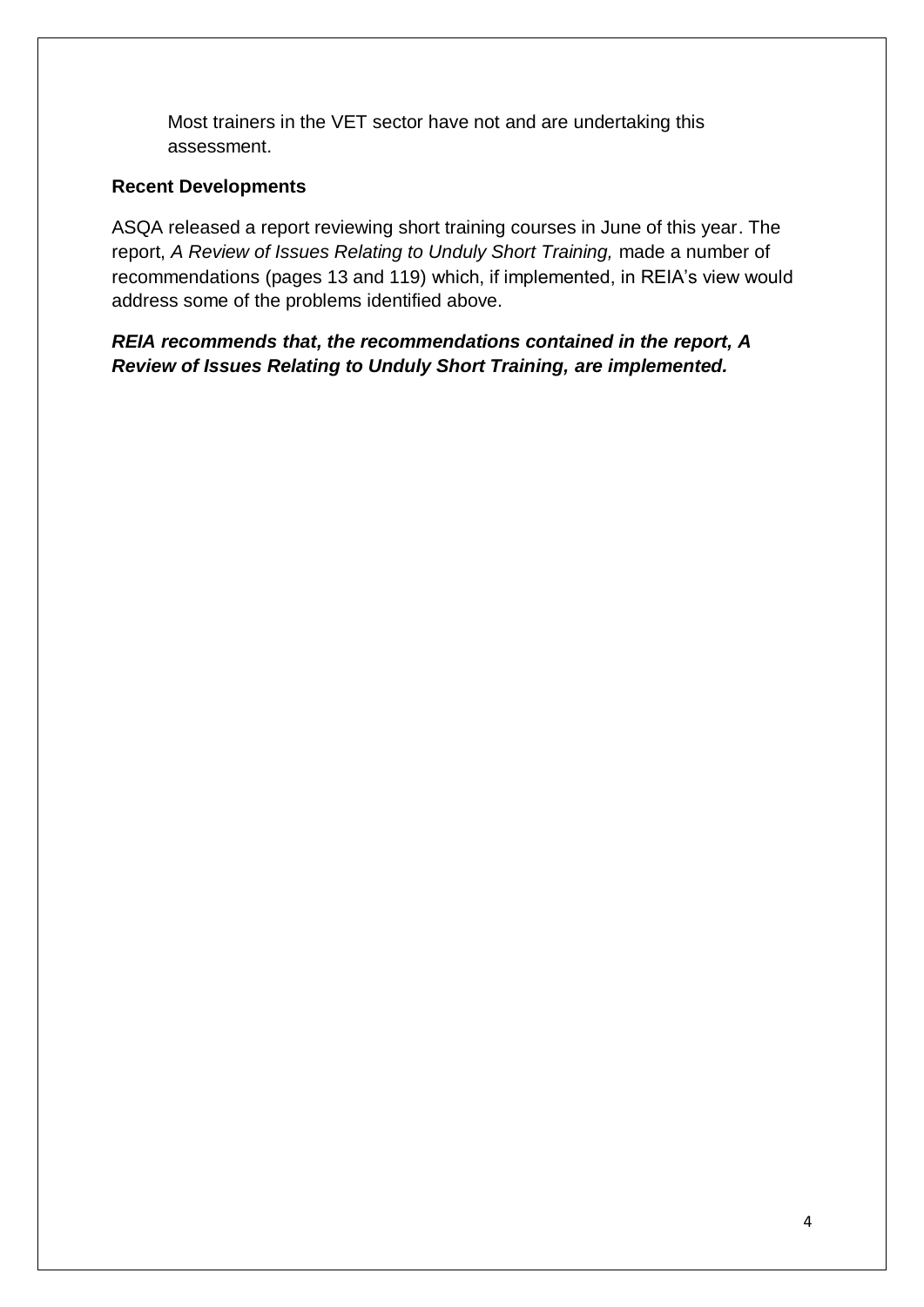Most trainers in the VET sector have not and are undertaking this assessment.

**Recent Developments**

ASQA released a report reviewing short training courses in June of this year. The report, *A Review of Issues Relating to Unduly Short Training,* made a number of recommendations (pages 13 and 119) which, if implemented, in REIA's view would address some of the problems identified above.

***REIA recommends that, the recommendations contained in the report, A Review of Issues Relating to Unduly Short Training, are implemented.***